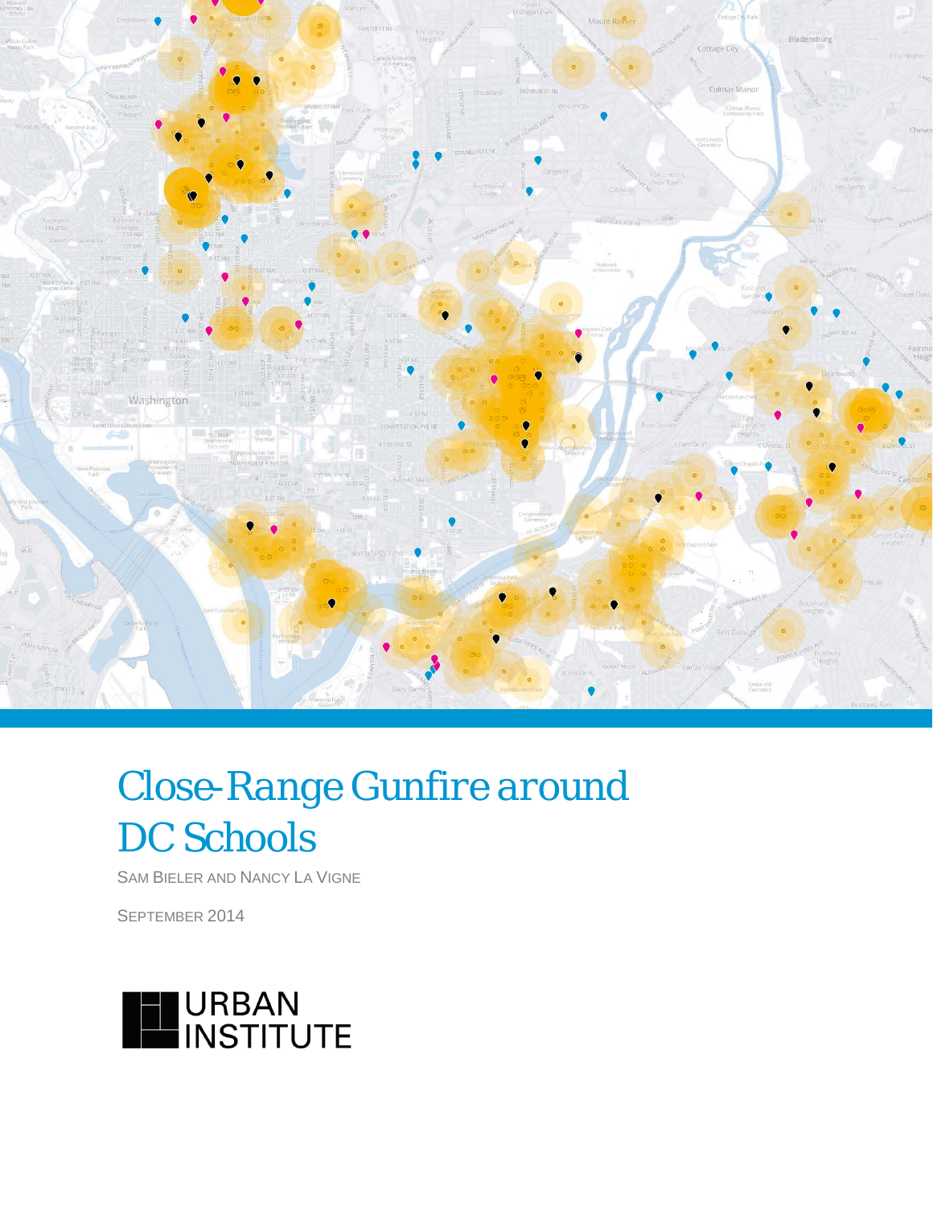# Close-Range Gunfire around DC Schools

SAM BIELER AND NANCY LA VIGNE

SEPTEMBER 2014

URBAN INSTITUTE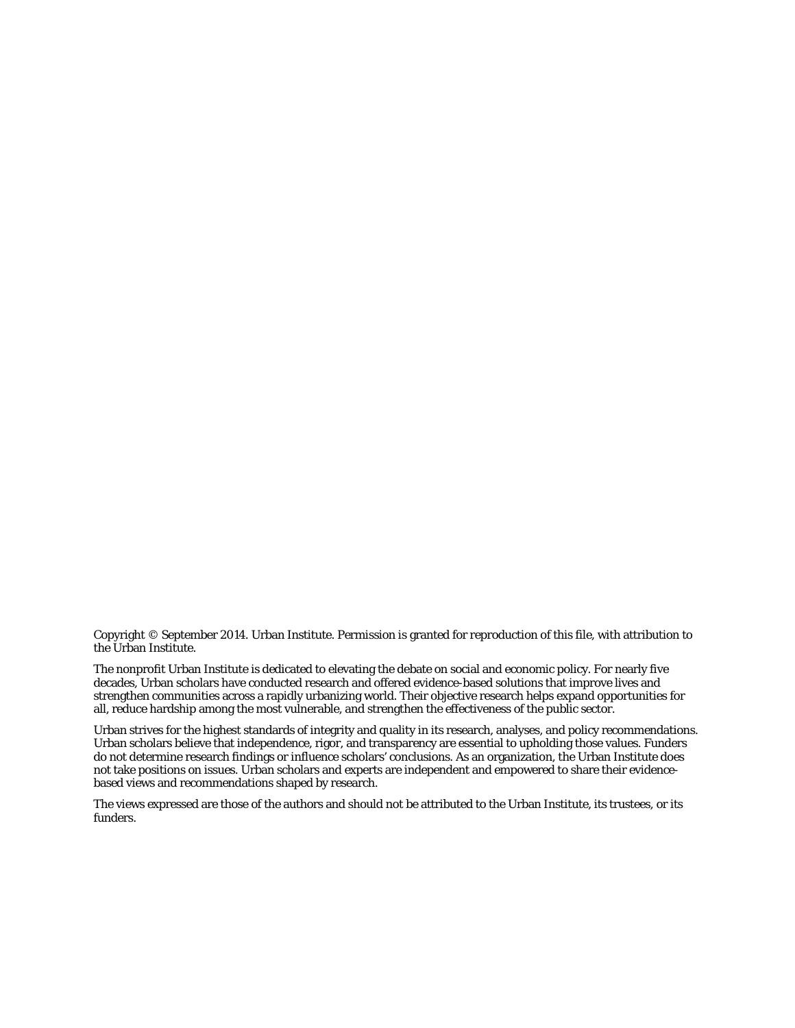Copyright © September 2014. Urban Institute. Permission is granted for reproduction of this file, with attribution to the Urban Institute.

The nonprofit Urban Institute is dedicated to elevating the debate on social and economic policy. For nearly five decades, Urban scholars have conducted research and offered evidence-based solutions that improve lives and strengthen communities across a rapidly urbanizing world. Their objective research helps expand opportunities for all, reduce hardship among the most vulnerable, and strengthen the effectiveness of the public sector.

Urban strives for the highest standards of integrity and quality in its research, analyses, and policy recommendations. Urban scholars believe that independence, rigor, and transparency are essential to upholding those values. Funders do not determine research findings or influence scholars' conclusions. As an organization, the Urban Institute does not take positions on issues. Urban scholars and experts are independent and empowered to share their evidence-based views and recommendations shaped by research.

The views expressed are those of the authors and should not be attributed to the Urban Institute, its trustees, or its funders.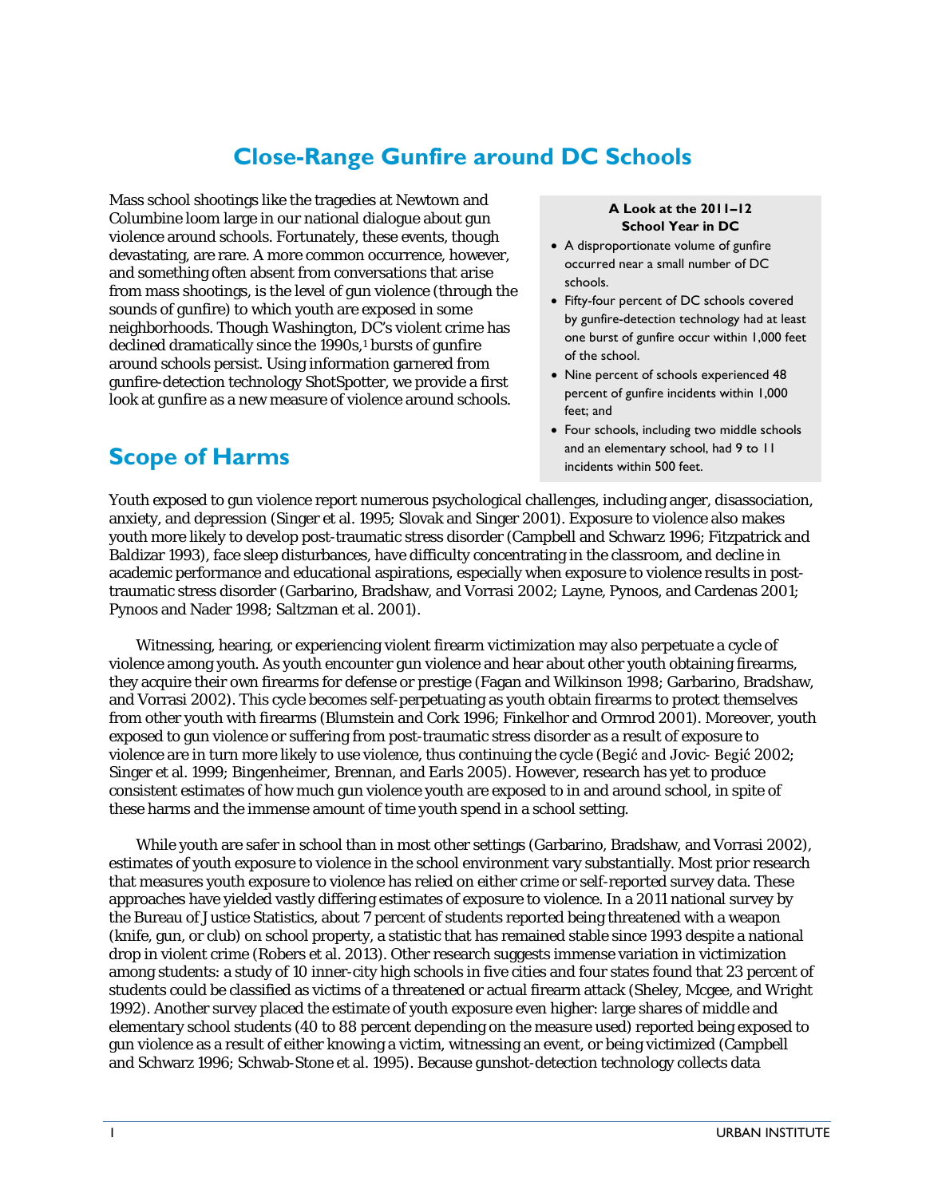# Close-Range Gunfire around DC Schools

Mass school shootings like the tragedies at Newtown and Columbine loom large in our national dialogue about gun violence around schools. Fortunately, these events, though devastating, are rare. A more common occurrence, however, and something often absent from conversations that arise from mass shootings, is the level of gun violence (through the sounds of gunfire) to which youth are exposed in some neighborhoods. Though Washington, DC's violent crime has declined dramatically since the 1990s,[1] bursts of gunfire around schools persist. Using information garnered from gunfire-detection technology ShotSpotter, we provide a first look at gunfire as a new measure of violence around schools.

> **A Look at the 2011–12 School Year in DC**
>
> - A disproportionate volume of gunfire occurred near a small number of DC schools.
> - Fifty-four percent of DC schools covered by gunfire-detection technology had at least one burst of gunfire occur within 1,000 feet of the school.
> - Nine percent of schools experienced 48 percent of gunfire incidents within 1,000 feet; and
> - Four schools, including two middle schools and an elementary school, had 9 to 11 incidents within 500 feet.

## Scope of Harms

Youth exposed to gun violence report numerous psychological challenges, including anger, disassociation, anxiety, and depression (Singer et al. 1995; Slovak and Singer 2001). Exposure to violence also makes youth more likely to develop post-traumatic stress disorder (Campbell and Schwarz 1996; Fitzpatrick and Baldizar 1993), face sleep disturbances, have difficulty concentrating in the classroom, and decline in academic performance and educational aspirations, especially when exposure to violence results in post-traumatic stress disorder (Garbarino, Bradshaw, and Vorrasi 2002; Layne, Pynoos, and Cardenas 2001; Pynoos and Nader 1998; Saltzman et al. 2001).

Witnessing, hearing, or experiencing violent firearm victimization may also perpetuate a cycle of violence among youth. As youth encounter gun violence and hear about other youth obtaining firearms, they acquire their own firearms for defense or prestige (Fagan and Wilkinson 1998; Garbarino, Bradshaw, and Vorrasi 2002). This cycle becomes self-perpetuating as youth obtain firearms to protect themselves from other youth with firearms (Blumstein and Cork 1996; Finkelhor and Ormrod 2001). Moreover, youth exposed to gun violence or suffering from post-traumatic stress disorder as a result of exposure to violence are in turn more likely to use violence, thus continuing the cycle (Begić and Jovic- Begić 2002; Singer et al. 1999; Bingenheimer, Brennan, and Earls 2005). However, research has yet to produce consistent estimates of how much gun violence youth are exposed to in and around school, in spite of these harms and the immense amount of time youth spend in a school setting.

While youth are safer in school than in most other settings (Garbarino, Bradshaw, and Vorrasi 2002), estimates of youth exposure to violence in the school environment vary substantially. Most prior research that measures youth exposure to violence has relied on either crime or self-reported survey data. These approaches have yielded vastly differing estimates of exposure to violence. In a 2011 national survey by the Bureau of Justice Statistics, about 7 percent of students reported being threatened with a weapon (knife, gun, or club) on school property, a statistic that has remained stable since 1993 despite a national drop in violent crime (Robers et al. 2013). Other research suggests immense variation in victimization among students: a study of 10 inner-city high schools in five cities and four states found that 23 percent of students could be classified as victims of a threatened or actual firearm attack (Sheley, Mcgee, and Wright 1992). Another survey placed the estimate of youth exposure even higher: large shares of middle and elementary school students (40 to 88 percent depending on the measure used) reported being exposed to gun violence as a result of either knowing a victim, witnessing an event, or being victimized (Campbell and Schwarz 1996; Schwab-Stone et al. 1995). Because gunshot-detection technology collects data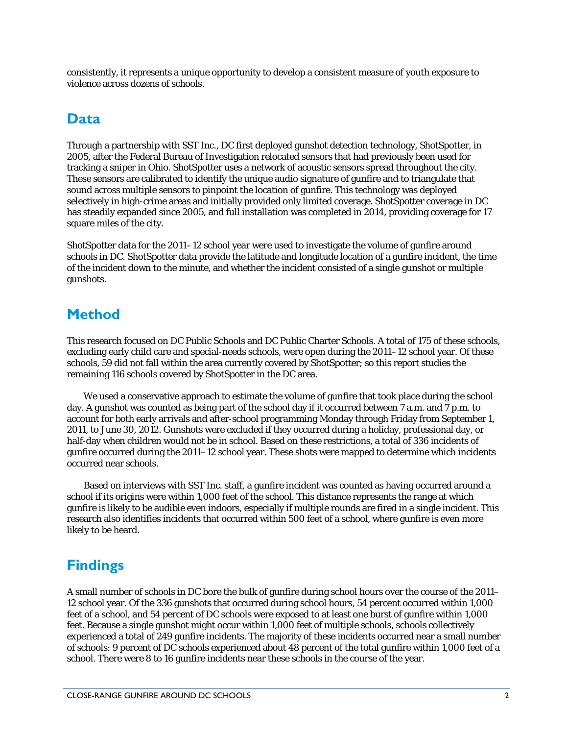consistently, it represents a unique opportunity to develop a consistent measure of youth exposure to violence across dozens of schools.

## Data

Through a partnership with SST Inc., DC first deployed gunshot detection technology, ShotSpotter, in 2005, after the Federal Bureau of Investigation relocated sensors that had previously been used for tracking a sniper in Ohio. ShotSpotter uses a network of acoustic sensors spread throughout the city. These sensors are calibrated to identify the unique audio signature of gunfire and to triangulate that sound across multiple sensors to pinpoint the location of gunfire. This technology was deployed selectively in high-crime areas and initially provided only limited coverage. ShotSpotter coverage in DC has steadily expanded since 2005, and full installation was completed in 2014, providing coverage for 17 square miles of the city.

ShotSpotter data for the 2011–12 school year were used to investigate the volume of gunfire around schools in DC. ShotSpotter data provide the latitude and longitude location of a gunfire incident, the time of the incident down to the minute, and whether the incident consisted of a single gunshot or multiple gunshots.

## Method

This research focused on DC Public Schools and DC Public Charter Schools. A total of 175 of these schools, excluding early child care and special-needs schools, were open during the 2011–12 school year. Of these schools, 59 did not fall within the area currently covered by ShotSpotter; so this report studies the remaining 116 schools covered by ShotSpotter in the DC area.

We used a conservative approach to estimate the volume of gunfire that took place during the school day. A gunshot was counted as being part of the school day if it occurred between 7 a.m. and 7 p.m. to account for both early arrivals and after-school programming Monday through Friday from September 1, 2011, to June 30, 2012. Gunshots were excluded if they occurred during a holiday, professional day, or half-day when children would not be in school. Based on these restrictions, a total of 336 incidents of gunfire occurred during the 2011–12 school year. These shots were mapped to determine which incidents occurred near schools.

Based on interviews with SST Inc. staff, a gunfire incident was counted as having occurred around a school if its origins were within 1,000 feet of the school. This distance represents the range at which gunfire is likely to be audible even indoors, especially if multiple rounds are fired in a single incident. This research also identifies incidents that occurred within 500 feet of a school, where gunfire is even more likely to be heard.

## Findings

A small number of schools in DC bore the bulk of gunfire during school hours over the course of the 2011–12 school year. Of the 336 gunshots that occurred during school hours, 54 percent occurred within 1,000 feet of a school, and 54 percent of DC schools were exposed to at least one burst of gunfire within 1,000 feet. Because a single gunshot might occur within 1,000 feet of multiple schools, schools collectively experienced a total of 249 gunfire incidents. The majority of these incidents occurred near a small number of schools: 9 percent of DC schools experienced about 48 percent of the total gunfire within 1,000 feet of a school. There were 8 to 16 gunfire incidents near these schools in the course of the year.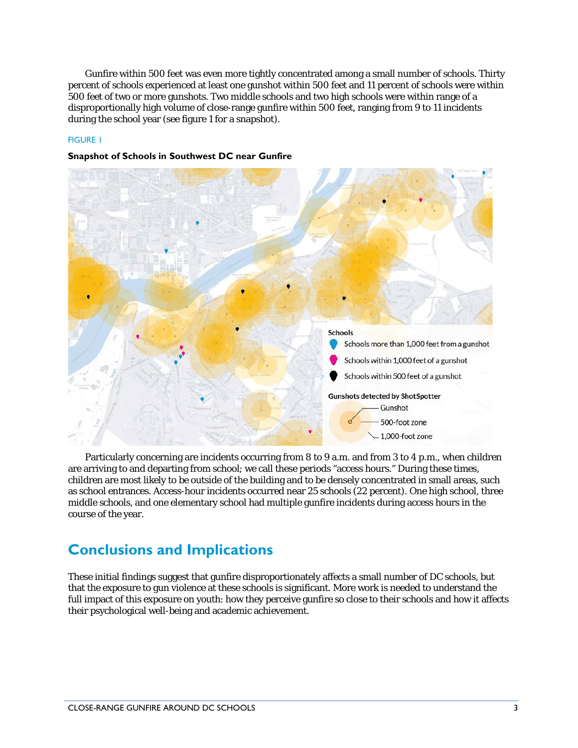Gunfire within 500 feet was even more tightly concentrated among a small number of schools. Thirty percent of schools experienced at least one gunshot within 500 feet and 11 percent of schools were within 500 feet of two or more gunshots. Two middle schools and two high schools were within range of a disproportionally high volume of close-range gunfire within 500 feet, ranging from 9 to 11 incidents during the school year (see figure 1 for a snapshot).

FIGURE 1

**Snapshot of Schools in Southwest DC near Gunfire**

Schools
- Schools more than 1,000 feet from a gunshot
- Schools within 1,000 feet of a gunshot
- Schools within 500 feet of a gunshot

Gunshots detected by ShotSpotter
- Gunshot
- 500-foot zone
- 1,000-foot zone

Particularly concerning are incidents occurring from 8 to 9 a.m. and from 3 to 4 p.m., when children are arriving to and departing from school; we call these periods "access hours." During these times, children are most likely to be outside of the building and to be densely concentrated in small areas, such as school entrances. Access-hour incidents occurred near 25 schools (22 percent). One high school, three middle schools, and one elementary school had multiple gunfire incidents during access hours in the course of the year.

## Conclusions and Implications

These initial findings suggest that gunfire disproportionately affects a small number of DC schools, but that the exposure to gun violence at these schools is significant. More work is needed to understand the full impact of this exposure on youth: how they perceive gunfire so close to their schools and how it affects their psychological well-being and academic achievement.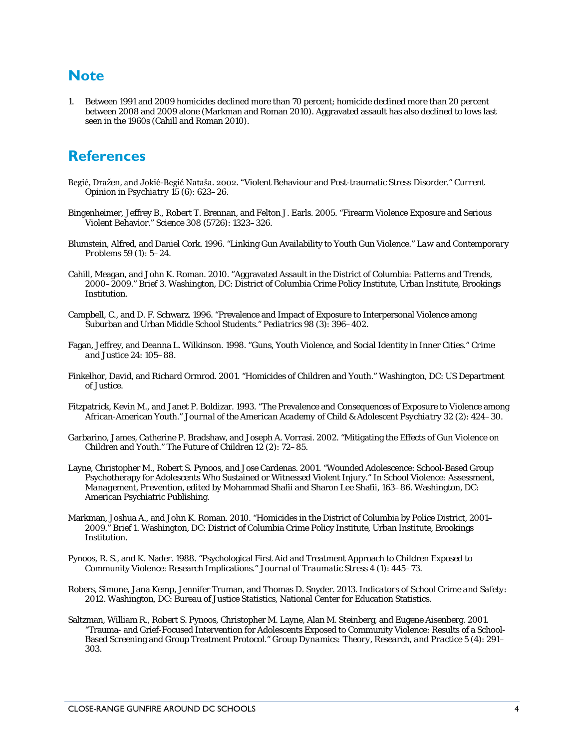## Note

1. Between 1991 and 2009 homicides declined more than 70 percent; homicide declined more than 20 percent between 2008 and 2009 alone (Markman and Roman 2010). Aggravated assault has also declined to lows last seen in the 1960s (Cahill and Roman 2010).

## References

Begić, Dražen, and Jokić-Begić Nataša. 2002. "Violent Behaviour and Post-traumatic Stress Disorder." *Current Opinion in Psychiatry* 15 (6): 623–26.

Bingenheimer, Jeffrey B., Robert T. Brennan, and Felton J. Earls. 2005. "Firearm Violence Exposure and Serious Violent Behavior." Science 308 (5726): 1323–326.

Blumstein, Alfred, and Daniel Cork. 1996. "Linking Gun Availability to Youth Gun Violence." *Law and Contemporary Problems* 59 (1): 5–24.

Cahill, Meagan, and John K. Roman. 2010. "Aggravated Assault in the District of Columbia: Patterns and Trends, 2000–2009." Brief 3. Washington, DC: District of Columbia Crime Policy Institute, Urban Institute, Brookings Institution.

Campbell, C., and D. F. Schwarz. 1996. "Prevalence and Impact of Exposure to Interpersonal Violence among Suburban and Urban Middle School Students." *Pediatrics* 98 (3): 396–402.

Fagan, Jeffrey, and Deanna L. Wilkinson. 1998. "Guns, Youth Violence, and Social Identity in Inner Cities." *Crime and Justice* 24: 105–88.

Finkelhor, David, and Richard Ormrod. 2001. "Homicides of Children and Youth." Washington, DC: US Department of Justice.

Fitzpatrick, Kevin M., and Janet P. Boldizar. 1993. "The Prevalence and Consequences of Exposure to Violence among African-American Youth." *Journal of the American Academy of Child & Adolescent Psychiatry* 32 (2): 424–30.

Garbarino, James, Catherine P. Bradshaw, and Joseph A. Vorrasi. 2002. "Mitigating the Effects of Gun Violence on Children and Youth." *The Future of Children* 12 (2): 72–85.

Layne, Christopher M., Robert S. Pynoos, and Jose Cardenas. 2001. "Wounded Adolescence: School-Based Group Psychotherapy for Adolescents Who Sustained or Witnessed Violent Injury." In School Violence: Assessment, *Management, Prevention*, edited by Mohammad Shafii and Sharon Lee Shafii, 163–86. Washington, DC: American Psychiatric Publishing.

Markman, Joshua A., and John K. Roman. 2010. "Homicides in the District of Columbia by Police District, 2001–2009." Brief 1. Washington, DC: District of Columbia Crime Policy Institute, Urban Institute, Brookings Institution.

Pynoos, R. S., and K. Nader. 1988. "Psychological First Aid and Treatment Approach to Children Exposed to Community Violence: Research Implications." *Journal of Traumatic Stress* 4 (1): 445–73.

Robers, Simone, Jana Kemp, Jennifer Truman, and Thomas D. Snyder. 2013. *Indicators of School Crime and Safety: 2012.* Washington, DC: Bureau of Justice Statistics, National Center for Education Statistics.

Saltzman, William R., Robert S. Pynoos, Christopher M. Layne, Alan M. Steinberg, and Eugene Aisenberg. 2001. "Trauma- and Grief-Focused Intervention for Adolescents Exposed to Community Violence: Results of a School-Based Screening and Group Treatment Protocol." *Group Dynamics: Theory, Research, and Practice* 5 (4): 291–303.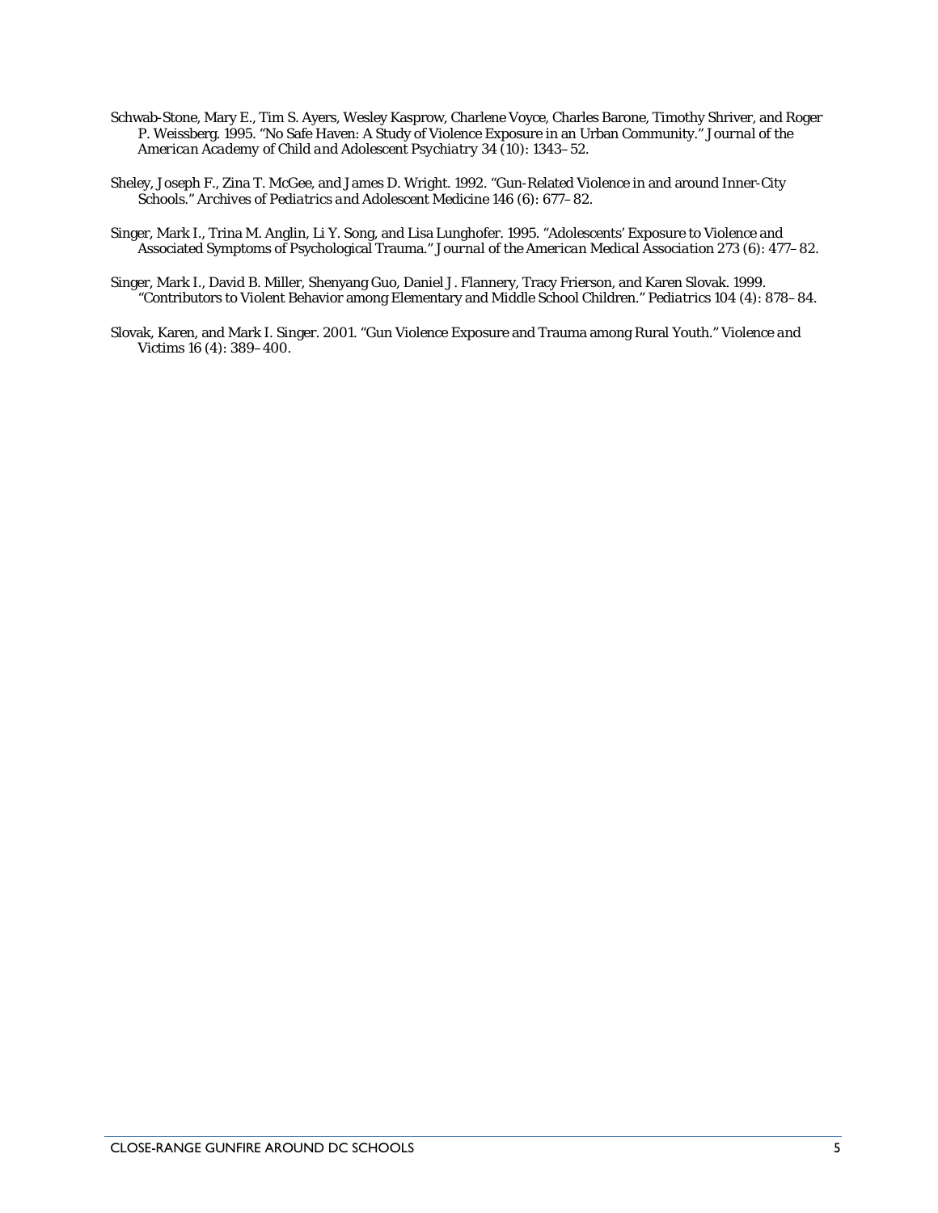Schwab-Stone, Mary E., Tim S. Ayers, Wesley Kasprow, Charlene Voyce, Charles Barone, Timothy Shriver, and Roger P. Weissberg. 1995. "No Safe Haven: A Study of Violence Exposure in an Urban Community." *Journal of the American Academy of Child and Adolescent Psychiatry* 34 (10): 1343–52.

Sheley, Joseph F., Zina T. McGee, and James D. Wright. 1992. "Gun-Related Violence in and around Inner-City Schools." *Archives of Pediatrics and Adolescent Medicine* 146 (6): 677–82.

Singer, Mark I., Trina M. Anglin, Li Y. Song, and Lisa Lunghofer. 1995. "Adolescents' Exposure to Violence and Associated Symptoms of Psychological Trauma." *Journal of the American Medical Association* 273 (6): 477–82.

Singer, Mark I., David B. Miller, Shenyang Guo, Daniel J. Flannery, Tracy Frierson, and Karen Slovak. 1999. "Contributors to Violent Behavior among Elementary and Middle School Children." *Pediatrics* 104 (4): 878–84.

Slovak, Karen, and Mark I. Singer. 2001. "Gun Violence Exposure and Trauma among Rural Youth." *Violence and Victims* 16 (4): 389–400.